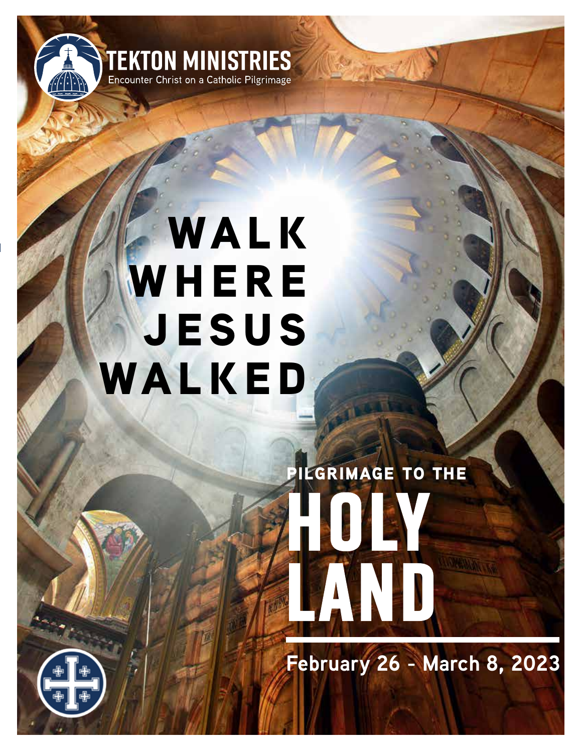TEKTON MINISTRIES

Encounter Christ on a Catholic Pilgrimage

# WALK WHERE JESUS WALKED

## PILGRIMAGE TO THE HOLY LAND

**February 26 - March 8, 2023**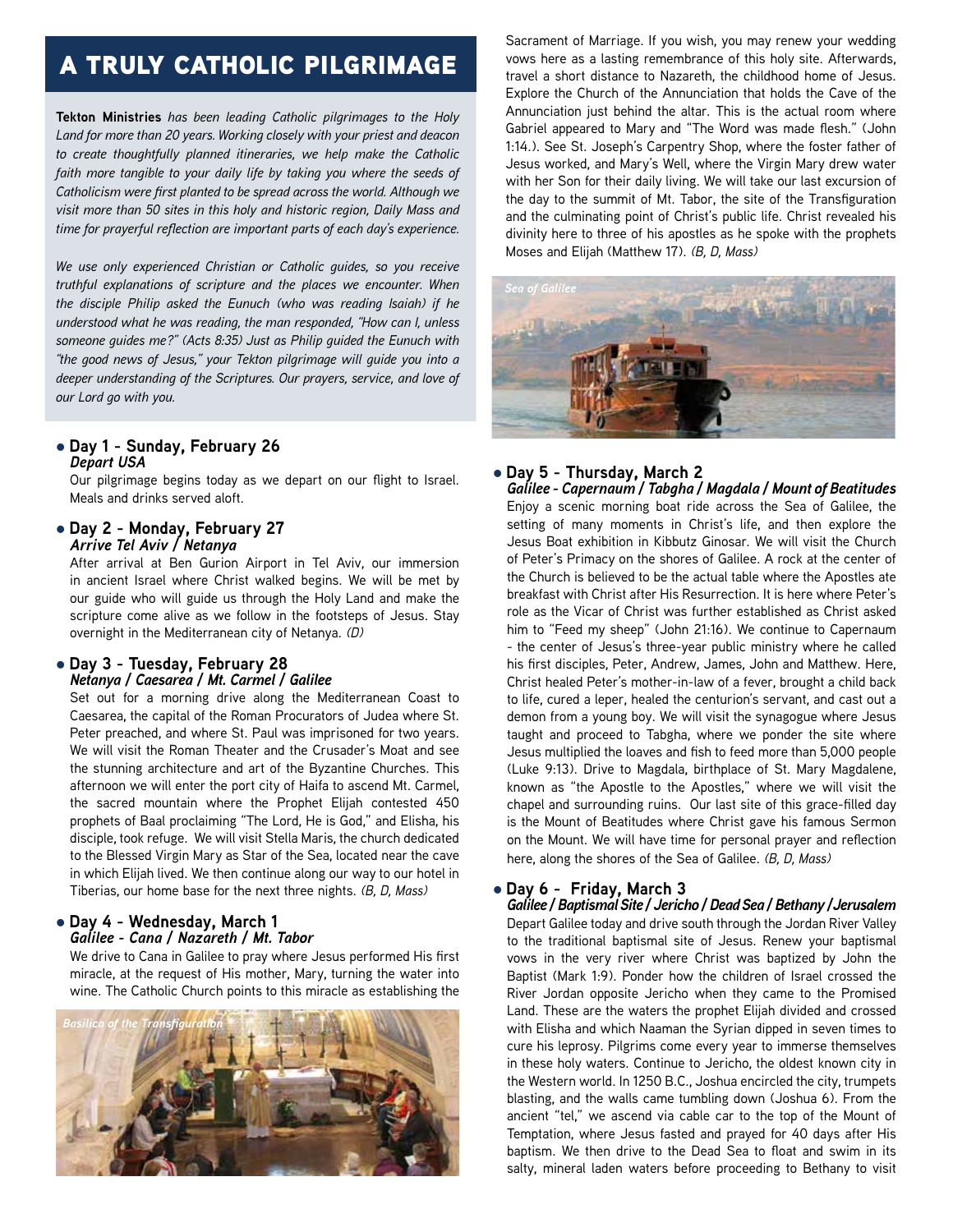# A TRULY CATHOLIC PILGRIMAGE

**Tekton Ministries** *has been leading Catholic pilgrimages to the Holy Land for more than 20 years. Working closely with your priest and deacon to create thoughtfully planned itineraries, we help make the Catholic faith more tangible to your daily life by taking you where the seeds of Catholicism were first planted to be spread across the world. Although we visit more than 50 sites in this holy and historic region, Daily Mass and time for prayerful reflection are important parts of each day's experience.*

*We use only experienced Christian or Catholic guides, so you receive truthful explanations of scripture and the places we encounter. When the disciple Philip asked the Eunuch (who was reading Isaiah) if he understood what he was reading, the man responded, "How can I, unless someone guides me?" (Acts 8:35) Just as Philip guided the Eunuch with "the good news of Jesus," your Tekton pilgrimage will guide you into a deeper understanding of the Scriptures. Our prayers, service, and love of our Lord go with you.*

- **Day 1 - Sunday, February 26**
  ***Depart USA***
  Our pilgrimage begins today as we depart on our flight to Israel. Meals and drinks served aloft.

- **Day 2 - Monday, February 27**
  ***Arrive Tel Aviv / Netanya***
  After arrival at Ben Gurion Airport in Tel Aviv, our immersion in ancient Israel where Christ walked begins. We will be met by our guide who will guide us through the Holy Land and make the scripture come alive as we follow in the footsteps of Jesus. Stay overnight in the Mediterranean city of Netanya. *(D)*

- **Day 3 - Tuesday, February 28**
  ***Netanya / Caesarea / Mt. Carmel / Galilee***
  Set out for a morning drive along the Mediterranean Coast to Caesarea, the capital of the Roman Procurators of Judea where St. Peter preached, and where St. Paul was imprisoned for two years. We will visit the Roman Theater and the Crusader's Moat and see the stunning architecture and art of the Byzantine Churches. This afternoon we will enter the port city of Haifa to ascend Mt. Carmel, the sacred mountain where the Prophet Elijah contested 450 prophets of Baal proclaiming "The Lord, He is God," and Elisha, his disciple, took refuge. We will visit Stella Maris, the church dedicated to the Blessed Virgin Mary as Star of the Sea, located near the cave in which Elijah lived. We then continue along our way to our hotel in Tiberias, our home base for the next three nights. *(B, D, Mass)*

- **Day 4 - Wednesday, March 1**
  ***Galilee - Cana / Nazareth / Mt. Tabor***
  We drive to Cana in Galilee to pray where Jesus performed His first miracle, at the request of His mother, Mary, turning the water into wine. The Catholic Church points to this miracle as establishing the Sacrament of Marriage. If you wish, you may renew your wedding vows here as a lasting remembrance of this holy site. Afterwards, travel a short distance to Nazareth, the childhood home of Jesus. Explore the Church of the Annunciation that holds the Cave of the Annunciation just behind the altar. This is the actual room where Gabriel appeared to Mary and "The Word was made flesh." (John 1:14.). See St. Joseph's Carpentry Shop, where the foster father of Jesus worked, and Mary's Well, where the Virgin Mary drew water with her Son for their daily living. We will take our last excursion of the day to the summit of Mt. Tabor, the site of the Transfiguration and the culminating point of Christ's public life. Christ revealed his divinity here to three of his apostles as he spoke with the prophets Moses and Elijah (Matthew 17). *(B, D, Mass)*

*Basilica of the Transfiguration*

*Sea of Galilee*

- **Day 5 - Thursday, March 2**
  ***Galilee - Capernaum / Tabgha / Magdala / Mount of Beatitudes***
  Enjoy a scenic morning boat ride across the Sea of Galilee, the setting of many moments in Christ's life, and then explore the Jesus Boat exhibition in Kibbutz Ginosar. We will visit the Church of Peter's Primacy on the shores of Galilee. A rock at the center of the Church is believed to be the actual table where the Apostles ate breakfast with Christ after His Resurrection. It is here where Peter's role as the Vicar of Christ was further established as Christ asked him to "Feed my sheep" (John 21:16). We continue to Capernaum - the center of Jesus's three-year public ministry where he called his first disciples, Peter, Andrew, James, John and Matthew. Here, Christ healed Peter's mother-in-law of a fever, brought a child back to life, cured a leper, healed the centurion's servant, and cast out a demon from a young boy. We will visit the synagogue where Jesus taught and proceed to Tabgha, where we ponder the site where Jesus multiplied the loaves and fish to feed more than 5,000 people (Luke 9:13). Drive to Magdala, birthplace of St. Mary Magdalene, known as "the Apostle to the Apostles," where we will visit the chapel and surrounding ruins. Our last site of this grace-filled day is the Mount of Beatitudes where Christ gave his famous Sermon on the Mount. We will have time for personal prayer and reflection here, along the shores of the Sea of Galilee. *(B, D, Mass)*

- **Day 6 - Friday, March 3**
  ***Galilee / Baptismal Site / Jericho / Dead Sea / Bethany / Jerusalem***
  Depart Galilee today and drive south through the Jordan River Valley to the traditional baptismal site of Jesus. Renew your baptismal vows in the very river where Christ was baptized by John the Baptist (Mark 1:9). Ponder how the children of Israel crossed the River Jordan opposite Jericho when they came to the Promised Land. These are the waters the prophet Elijah divided and crossed with Elisha and which Naaman the Syrian dipped in seven times to cure his leprosy. Pilgrims come every year to immerse themselves in these holy waters. Continue to Jericho, the oldest known city in the Western world. In 1250 B.C., Joshua encircled the city, trumpets blasting, and the walls came tumbling down (Joshua 6). From the ancient "tel," we ascend via cable car to the top of the Mount of Temptation, where Jesus fasted and prayed for 40 days after His baptism. We then drive to the Dead Sea to float and swim in its salty, mineral laden waters before proceeding to Bethany to visit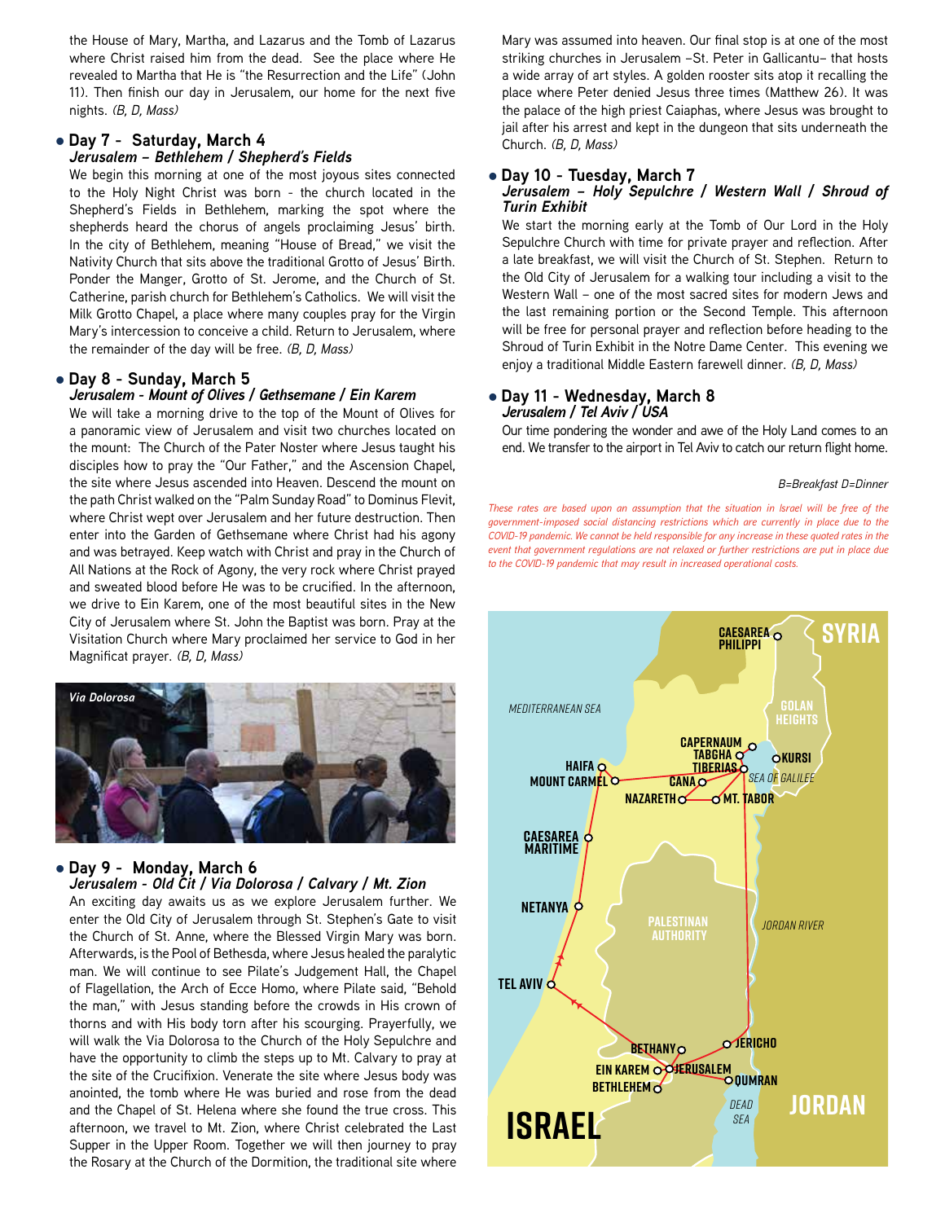the House of Mary, Martha, and Lazarus and the Tomb of Lazarus where Christ raised him from the dead. See the place where He revealed to Martha that He is "the Resurrection and the Life" (John 11). Then finish our day in Jerusalem, our home for the next five nights. *(B, D, Mass)*

### • Day 7 - Saturday, March 4
***Jerusalem – Bethlehem / Shepherd's Fields***

We begin this morning at one of the most joyous sites connected to the Holy Night Christ was born - the church located in the Shepherd's Fields in Bethlehem, marking the spot where the shepherds heard the chorus of angels proclaiming Jesus' birth. In the city of Bethlehem, meaning "House of Bread," we visit the Nativity Church that sits above the traditional Grotto of Jesus' Birth. Ponder the Manger, Grotto of St. Jerome, and the Church of St. Catherine, parish church for Bethlehem's Catholics. We will visit the Milk Grotto Chapel, a place where many couples pray for the Virgin Mary's intercession to conceive a child. Return to Jerusalem, where the remainder of the day will be free. *(B, D, Mass)*

### • Day 8 - Sunday, March 5
***Jerusalem - Mount of Olives / Gethsemane / Ein Karem***

We will take a morning drive to the top of the Mount of Olives for a panoramic view of Jerusalem and visit two churches located on the mount: The Church of the Pater Noster where Jesus taught his disciples how to pray the "Our Father," and the Ascension Chapel, the site where Jesus ascended into Heaven. Descend the mount on the path Christ walked on the "Palm Sunday Road" to Dominus Flevit, where Christ wept over Jerusalem and her future destruction. Then enter into the Garden of Gethsemane where Christ had his agony and was betrayed. Keep watch with Christ and pray in the Church of All Nations at the Rock of Agony, the very rock where Christ prayed and sweated blood before He was to be crucified. In the afternoon, we drive to Ein Karem, one of the most beautiful sites in the New City of Jerusalem where St. John the Baptist was born. Pray at the Visitation Church where Mary proclaimed her service to God in her Magnificat prayer. *(B, D, Mass)*

*Via Dolorosa*

### • Day 9 - Monday, March 6
***Jerusalem - Old Cit / Via Dolorosa / Calvary / Mt. Zion***

An exciting day awaits us as we explore Jerusalem further. We enter the Old City of Jerusalem through St. Stephen's Gate to visit the Church of St. Anne, where the Blessed Virgin Mary was born. Afterwards, is the Pool of Bethesda, where Jesus healed the paralytic man. We will continue to see Pilate's Judgement Hall, the Chapel of Flagellation, the Arch of Ecce Homo, where Pilate said, "Behold the man," with Jesus standing before the crowds in His crown of thorns and with His body torn after his scourging. Prayerfully, we will walk the Via Dolorosa to the Church of the Holy Sepulchre and have the opportunity to climb the steps up to Mt. Calvary to pray at the site of the Crucifixion. Venerate the site where Jesus body was anointed, the tomb where He was buried and rose from the dead and the Chapel of St. Helena where she found the true cross. This afternoon, we travel to Mt. Zion, where Christ celebrated the Last Supper in the Upper Room. Together we will then journey to pray the Rosary at the Church of the Dormition, the traditional site where Mary was assumed into heaven. Our final stop is at one of the most striking churches in Jerusalem –St. Peter in Gallicantu– that hosts a wide array of art styles. A golden rooster sits atop it recalling the place where Peter denied Jesus three times (Matthew 26). It was the palace of the high priest Caiaphas, where Jesus was brought to jail after his arrest and kept in the dungeon that sits underneath the Church. *(B, D, Mass)*

### • Day 10 - Tuesday, March 7
***Jerusalem – Holy Sepulchre / Western Wall / Shroud of Turin Exhibit***

We start the morning early at the Tomb of Our Lord in the Holy Sepulchre Church with time for private prayer and reflection. After a late breakfast, we will visit the Church of St. Stephen. Return to the Old City of Jerusalem for a walking tour including a visit to the Western Wall – one of the most sacred sites for modern Jews and the last remaining portion or the Second Temple. This afternoon will be free for personal prayer and reflection before heading to the Shroud of Turin Exhibit in the Notre Dame Center. This evening we enjoy a traditional Middle Eastern farewell dinner. *(B, D, Mass)*

### • Day 11 - Wednesday, March 8
***Jerusalem / Tel Aviv / USA***

Our time pondering the wonder and awe of the Holy Land comes to an end. We transfer to the airport in Tel Aviv to catch our return flight home.

*B=Breakfast D=Dinner*

*These rates are based upon an assumption that the situation in Israel will be free of the government-imposed social distancing restrictions which are currently in place due to the COVID-19 pandemic. We cannot be held responsible for any increase in these quoted rates in the event that government regulations are not relaxed or further restrictions are put in place due to the COVID-19 pandemic that may result in increased operational costs.*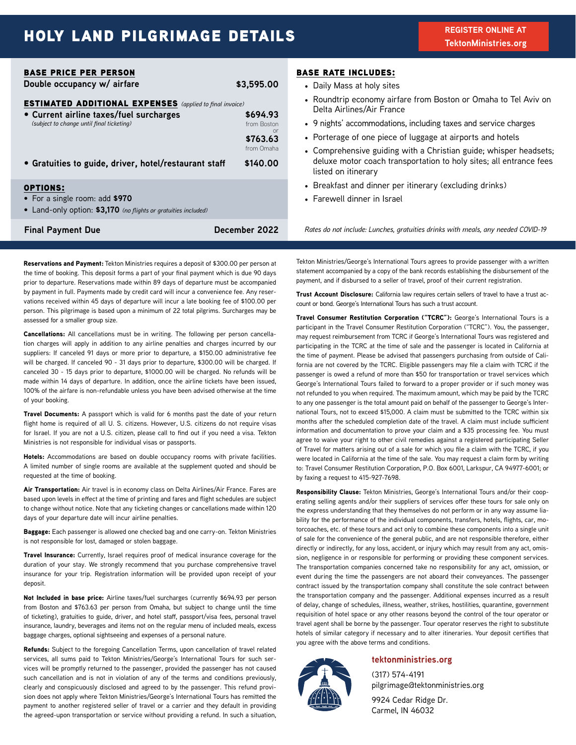# HOLY LAND PILGRIMAGE DETAILS

**REGISTER ONLINE AT TektonMinistries.org**

## BASE PRICE PER PERSON

| | |
|---|---|
| **Double occupancy w/ airfare** | **$3,595.00** |

## ESTIMATED ADDITIONAL EXPENSES *(applied to final invoice)*

| | |
|---|---|
| **• Current airline taxes/fuel surcharges** *(subject to change until final ticketing)* | **$694.93** from Boston or **$763.63** from Omaha |
| **• Gratuities to guide, driver, hotel/restaurant staff** | **$140.00** |

## OPTIONS:

- For a single room: add **$970**
- Land-only option: **$3,170** *(no flights or gratuities included)*

**Final Payment Due** **December 2022**

## BASE RATE INCLUDES:

- Daily Mass at holy sites
- Roundtrip economy airfare from Boston or Omaha to Tel Aviv on Delta Airlines/Air France
- 9 nights' accommodations, including taxes and service charges
- Porterage of one piece of luggage at airports and hotels
- Comprehensive guiding with a Christian guide; whisper headsets; deluxe motor coach transportation to holy sites; all entrance fees listed on itinerary
- Breakfast and dinner per itinerary (excluding drinks)
- Farewell dinner in Israel

*Rates do not include: Lunches, gratuities drinks with meals, any needed COVID-19*

**Reservations and Payment:** Tekton Ministries requires a deposit of $300.00 per person at the time of booking. This deposit forms a part of your final payment which is due 90 days prior to departure. Reservations made within 89 days of departure must be accompanied by payment in full. Payments made by credit card will incur a convenience fee. Any reservations received within 45 days of departure will incur a late booking fee of $100.00 per person. This pilgrimage is based upon a minimum of 22 total pilgrims. Surcharges may be assessed for a smaller group size.

**Cancellations:** All cancellations must be in writing. The following per person cancellation charges will apply in addition to any airline penalties and charges incurred by our suppliers: If canceled 91 days or more prior to departure, a $150.00 administrative fee will be charged. If canceled 90 - 31 days prior to departure, $300.00 will be charged. If canceled 30 - 15 days prior to departure, $1000.00 will be charged. No refunds will be made within 14 days of departure. In addition, once the airline tickets have been issued, 100% of the airfare is non-refundable unless you have been advised otherwise at the time of your booking.

**Travel Documents:** A passport which is valid for 6 months past the date of your return flight home is required of all U. S. citizens. However, U.S. citizens do not require visas for Israel. If you are not a U.S. citizen, please call to find out if you need a visa. Tekton Ministries is not responsible for individual visas or passports.

**Hotels:** Accommodations are based on double occupancy rooms with private facilities. A limited number of single rooms are available at the supplement quoted and should be requested at the time of booking.

**Air Transportation:** Air travel is in economy class on Delta Airlines/Air France. Fares are based upon levels in effect at the time of printing and fares and flight schedules are subject to change without notice. Note that any ticketing changes or cancellations made within 120 days of your departure date will incur airline penalties.

**Baggage:** Each passenger is allowed one checked bag and one carry-on. Tekton Ministries is not responsible for lost, damaged or stolen baggage.

**Travel Insurance:** Currently, Israel requires proof of medical insurance coverage for the duration of your stay. We strongly recommend that you purchase comprehensive travel insurance for your trip. Registration information will be provided upon receipt of your deposit.

**Not Included in base price:** Airline taxes/fuel surcharges (currently $694.93 per person from Boston and $763.63 per person from Omaha, but subject to change until the time of ticketing), gratuities to guide, driver, and hotel staff, passport/visa fees, personal travel insurance, laundry, beverages and items not on the regular menu of included meals, excess baggage charges, optional sightseeing and expenses of a personal nature.

**Refunds:** Subject to the foregoing Cancellation Terms, upon cancellation of travel related services, all sums paid to Tekton Ministries/George's International Tours for such services will be promptly returned to the passenger, provided the passenger has not caused such cancellation and is not in violation of any of the terms and conditions previously, clearly and conspicuously disclosed and agreed to by the passenger. This refund provision does not apply where Tekton Ministries/George's International Tours has remitted the payment to another registered seller of travel or a carrier and they default in providing the agreed-upon transportation or service without providing a refund. In such a situation, Tekton Ministries/George's International Tours agrees to provide passenger with a written statement accompanied by a copy of the bank records establishing the disbursement of the payment, and if disbursed to a seller of travel, proof of their current registration.

**Trust Account Disclosure:** California law requires certain sellers of travel to have a trust account or bond. George's International Tours has such a trust account.

**Travel Consumer Restitution Corporation ("TCRC"):** George's International Tours is a participant in the Travel Consumer Restitution Corporation ("TCRC"). You, the passenger, may request reimbursement from TCRC if George's International Tours was registered and participating in the TCRC at the time of sale and the passenger is located in California at the time of payment. Please be advised that passengers purchasing from outside of California are not covered by the TCRC. Eligible passengers may file a claim with TCRC if the passenger is owed a refund of more than $50 for transportation or travel services which George's International Tours failed to forward to a proper provider or if such money was not refunded to you when required. The maximum amount, which may be paid by the TCRC to any one passenger is the total amount paid on behalf of the passenger to George's International Tours, not to exceed $15,000. A claim must be submitted to the TCRC within six months after the scheduled completion date of the travel. A claim must include sufficient information and documentation to prove your claim and a $35 processing fee. You must agree to waive your right to other civil remedies against a registered participating Seller of Travel for matters arising out of a sale for which you file a claim with the TCRC, if you were located in California at the time of the sale. You may request a claim form by writing to: Travel Consumer Restitution Corporation, P.O. Box 6001, Larkspur, CA 94977-6001; or by faxing a request to 415-927-7698.

**Responsibility Clause:** Tekton Ministries, George's International Tours and/or their cooperating selling agents and/or their suppliers of services offer these tours for sale only on the express understanding that they themselves do not perform or in any way assume liability for the performance of the individual components, transfers, hotels, flights, car, motorcoaches, etc. of these tours and act only to combine these components into a single unit of sale for the convenience of the general public, and are not responsible therefore, either directly or indirectly, for any loss, accident, or injury which may result from any act, omission, negligence in or responsible for performing or providing these component services. The transportation companies concerned take no responsibility for any act, omission, or event during the time the passengers are not aboard their conveyances. The passenger contract issued by the transportation company shall constitute the sole contract between the transportation company and the passenger. Additional expenses incurred as a result of delay, change of schedules, illness, weather, strikes, hostilities, quarantine, government requisition of hotel space or any other reasons beyond the control of the tour operator or travel agent shall be borne by the passenger. Tour operator reserves the right to substitute hotels of similar category if necessary and to alter itineraries. Your deposit certifies that you agree with the above terms and conditions.

**tektonministries.org**

(317) 574-4191
pilgrimage@tektonministries.org

9924 Cedar Ridge Dr.
Carmel, IN 46032